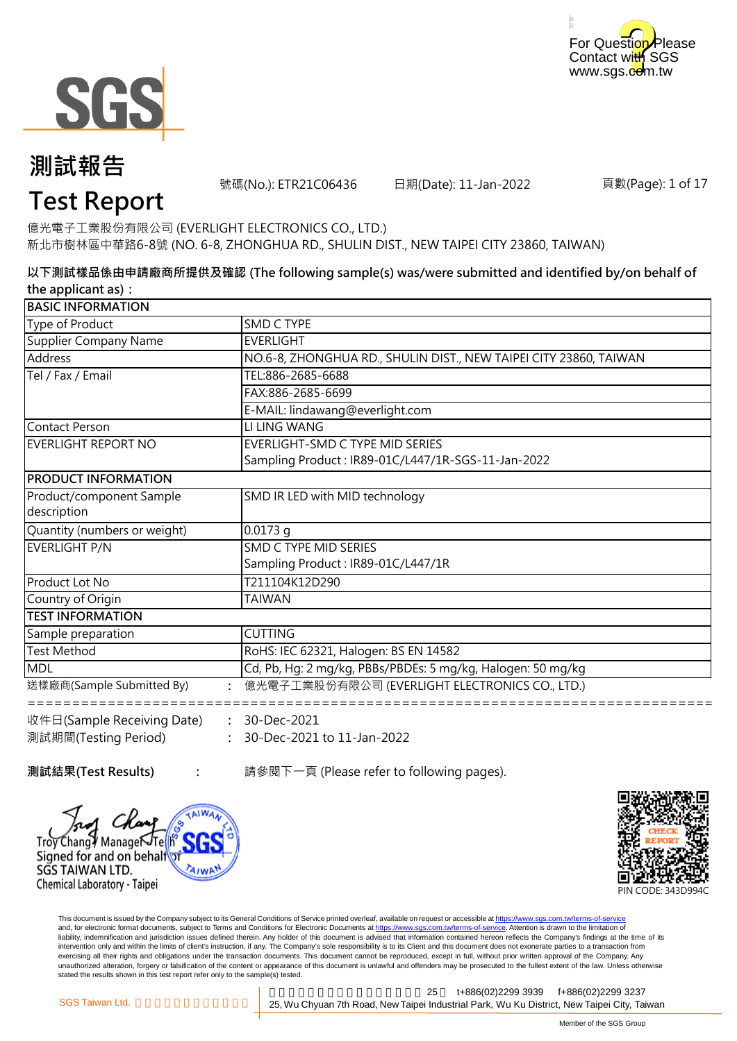For Question Please Contact with SGS
www.sgs.com.tw

# 測試報告
# Test Report

號碼(No.): ETR21C06436　　日期(Date): 11-Jan-2022

億光電子工業股份有限公司 (EVERLIGHT ELECTRONICS CO., LTD.)
新北市樹林區中華路6-8號 (NO. 6-8, ZHONGHUA RD., SHULIN DIST., NEW TAIPEI CITY 23860, TAIWAN)

**以下測試樣品係由申請廠商所提供及確認 (The following sample(s) was/were submitted and identified by/on behalf of the applicant as)：**

| BASIC INFORMATION | |
|---|---|
| Type of Product | SMD C TYPE |
| Supplier Company Name | EVERLIGHT |
| Address | NO.6-8, ZHONGHUA RD., SHULIN DIST., NEW TAIPEI CITY 23860, TAIWAN |
| Tel / Fax / Email | TEL:886-2685-6688 |
| | FAX:886-2685-6699 |
| | E-MAIL: lindawang@everlight.com |
| Contact Person | LI LING WANG |
| EVERLIGHT REPORT NO | EVERLIGHT-SMD C TYPE MID SERIES<br>Sampling Product : IR89-01C/L447/1R-SGS-11-Jan-2022 |
| **PRODUCT INFORMATION** | |
| Product/component Sample description | SMD IR LED with MID technology |
| Quantity (numbers or weight) | 0.0173 g |
| EVERLIGHT P/N | SMD C TYPE MID SERIES<br>Sampling Product : IR89-01C/L447/1R |
| Product Lot No | T211104K12D290 |
| Country of Origin | TAIWAN |
| **TEST INFORMATION** | |
| Sample preparation | CUTTING |
| Test Method | RoHS: IEC 62321, Halogen: BS EN 14582 |
| MDL | Cd, Pb, Hg: 2 mg/kg, PBBs/PBDEs: 5 mg/kg, Halogen: 50 mg/kg |

送樣廠商(Sample Submitted By)　:　億光電子工業股份有限公司 (EVERLIGHT ELECTRONICS CO., LTD.)

收件日(Sample Receiving Date)　:　30-Dec-2021
測試期間(Testing Period)　:　30-Dec-2021 to 11-Jan-2022

**測試結果(Test Results)**　:　請參閱下一頁 (Please refer to following pages).

Troy Chang / Manager-Tech
Signed for and on behalf of
SGS TAIWAN LTD.
Chemical Laboratory - Taipei

PIN CODE: 343D994C

This document is issued by the Company subject to its General Conditions of Service printed overleaf, available on request or accessible at https://www.sgs.com.tw/terms-of-service and, for electronic format documents, subject to Terms and Conditions for Electronic Documents at https://www.sgs.com.tw/terms-of-service. Attention is drawn to the limitation of liability, indemnification and jurisdiction issues defined therein. Any holder of this document is advised that information contained hereon reflects the Company's findings at the time of its intervention only and within the limits of client's instruction, if any. The Company's sole responsibility is to its Client and this document does not exonerate parties to a transaction from exercising all their rights and obligations under the transaction documents. This document cannot be reproduced, except in full, without prior written approval of the Company. Any unauthorized alteration, forgery or falsification of the content or appearance of this document is unlawful and offenders may be prosecuted to the fullest extent of the law. Unless otherwise stated the results shown in this test report refer only to the sample(s) tested.

SGS Taiwan Ltd.　t+886(02)2299 3939　f+886(02)2299 3237
25, Wu Chyuan 7th Road, New Taipei Industrial Park, Wu Ku District, New Taipei City, Taiwan

Member of the SGS Group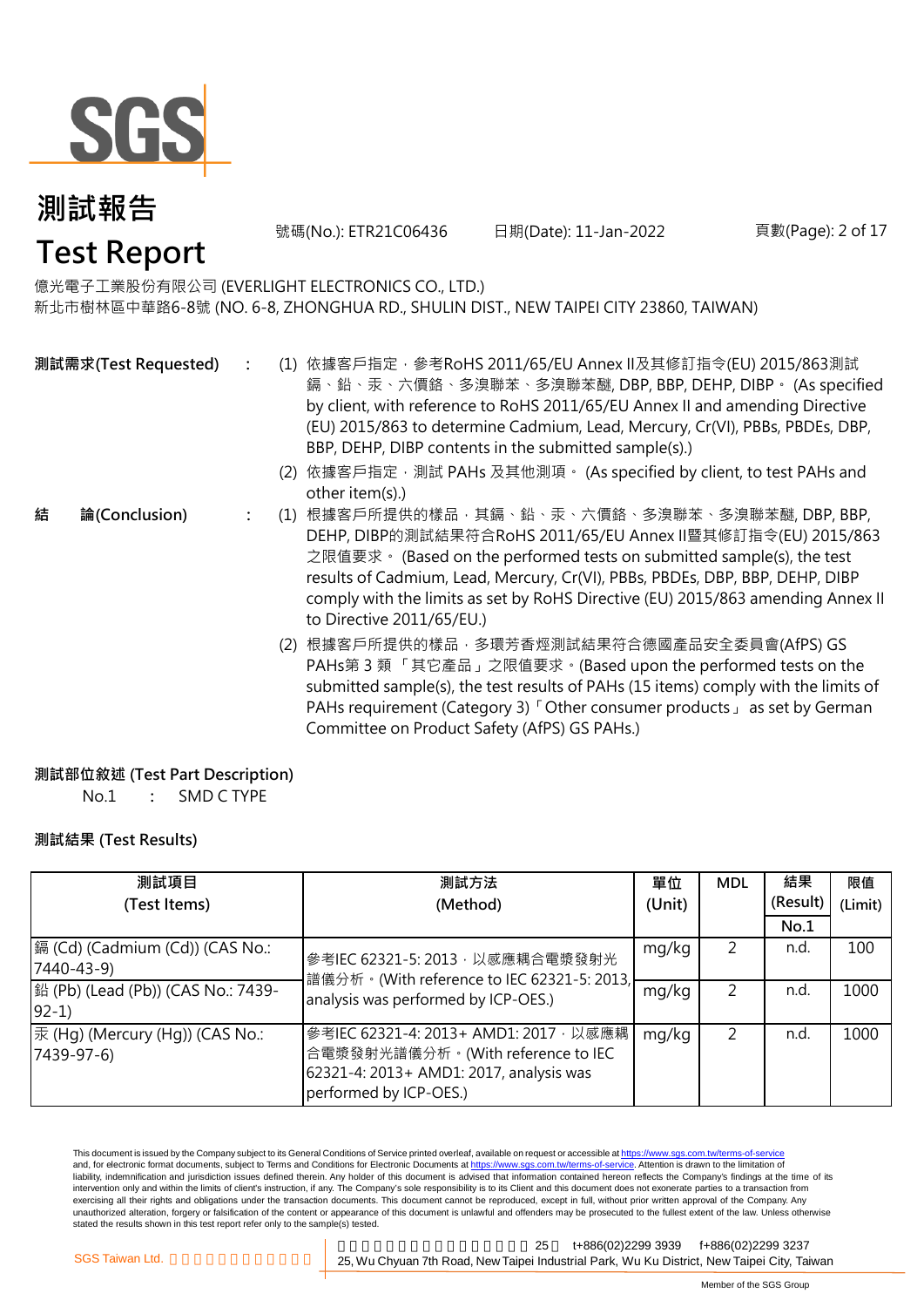# 測試報告
# Test Report

號碼(No.): ETR21C06436　　日期(Date): 11-Jan-2022

億光電子工業股份有限公司 (EVERLIGHT ELECTRONICS CO., LTD.)
新北市樹林區中華路6-8號 (NO. 6-8, ZHONGHUA RD., SHULIN DIST., NEW TAIPEI CITY 23860, TAIWAN)

**測試需求(Test Requested)** :

(1) 依據客戶指定，參考RoHS 2011/65/EU Annex II及其修訂指令(EU) 2015/863測試鎘、鉛、汞、六價鉻、多溴聯苯、多溴聯苯醚, DBP, BBP, DEHP, DIBP。 (As specified by client, with reference to RoHS 2011/65/EU Annex II and amending Directive (EU) 2015/863 to determine Cadmium, Lead, Mercury, Cr(VI), PBBs, PBDEs, DBP, BBP, DEHP, DIBP contents in the submitted sample(s).)

(2) 依據客戶指定，測試 PAHs 及其他測項。 (As specified by client, to test PAHs and other item(s).)

**結　　論(Conclusion)** :

(1) 根據客戶所提供的樣品，其鎘、鉛、汞、六價鉻、多溴聯苯、多溴聯苯醚, DBP, BBP, DEHP, DIBP的測試結果符合RoHS 2011/65/EU Annex II暨其修訂指令(EU) 2015/863之限值要求。 (Based on the performed tests on submitted sample(s), the test results of Cadmium, Lead, Mercury, Cr(VI), PBBs, PBDEs, DBP, BBP, DEHP, DIBP comply with the limits as set by RoHS Directive (EU) 2015/863 amending Annex II to Directive 2011/65/EU.)

(2) 根據客戶所提供的樣品，多環芳香烴測試結果符合德國產品安全委員會(AfPS) GS PAHs第 3 類 「其它產品」之限值要求。(Based upon the performed tests on the submitted sample(s), the test results of PAHs (15 items) comply with the limits of PAHs requirement (Category 3)「Other consumer products」 as set by German Committee on Product Safety (AfPS) GS PAHs.)

**測試部位敘述 (Test Part Description)**

No.1　:　SMD C TYPE

**測試結果 (Test Results)**

| 測試項目 (Test Items) | 測試方法 (Method) | 單位 (Unit) | MDL | 結果 (Result) No.1 | 限值 (Limit) |
|---|---|---|---|---|---|
| 鎘 (Cd) (Cadmium (Cd)) (CAS No.: 7440-43-9) | 參考IEC 62321-5: 2013，以感應耦合電漿發射光譜儀分析。(With reference to IEC 62321-5: 2013, analysis was performed by ICP-OES.) | mg/kg | 2 | n.d. | 100 |
| 鉛 (Pb) (Lead (Pb)) (CAS No.: 7439-92-1) | 參考IEC 62321-5: 2013，以感應耦合電漿發射光譜儀分析。(With reference to IEC 62321-5: 2013, analysis was performed by ICP-OES.) | mg/kg | 2 | n.d. | 1000 |
| 汞 (Hg) (Mercury (Hg)) (CAS No.: 7439-97-6) | 參考IEC 62321-4: 2013+ AMD1: 2017，以感應耦合電漿發射光譜儀分析。(With reference to IEC 62321-4: 2013+ AMD1: 2017, analysis was performed by ICP-OES.) | mg/kg | 2 | n.d. | 1000 |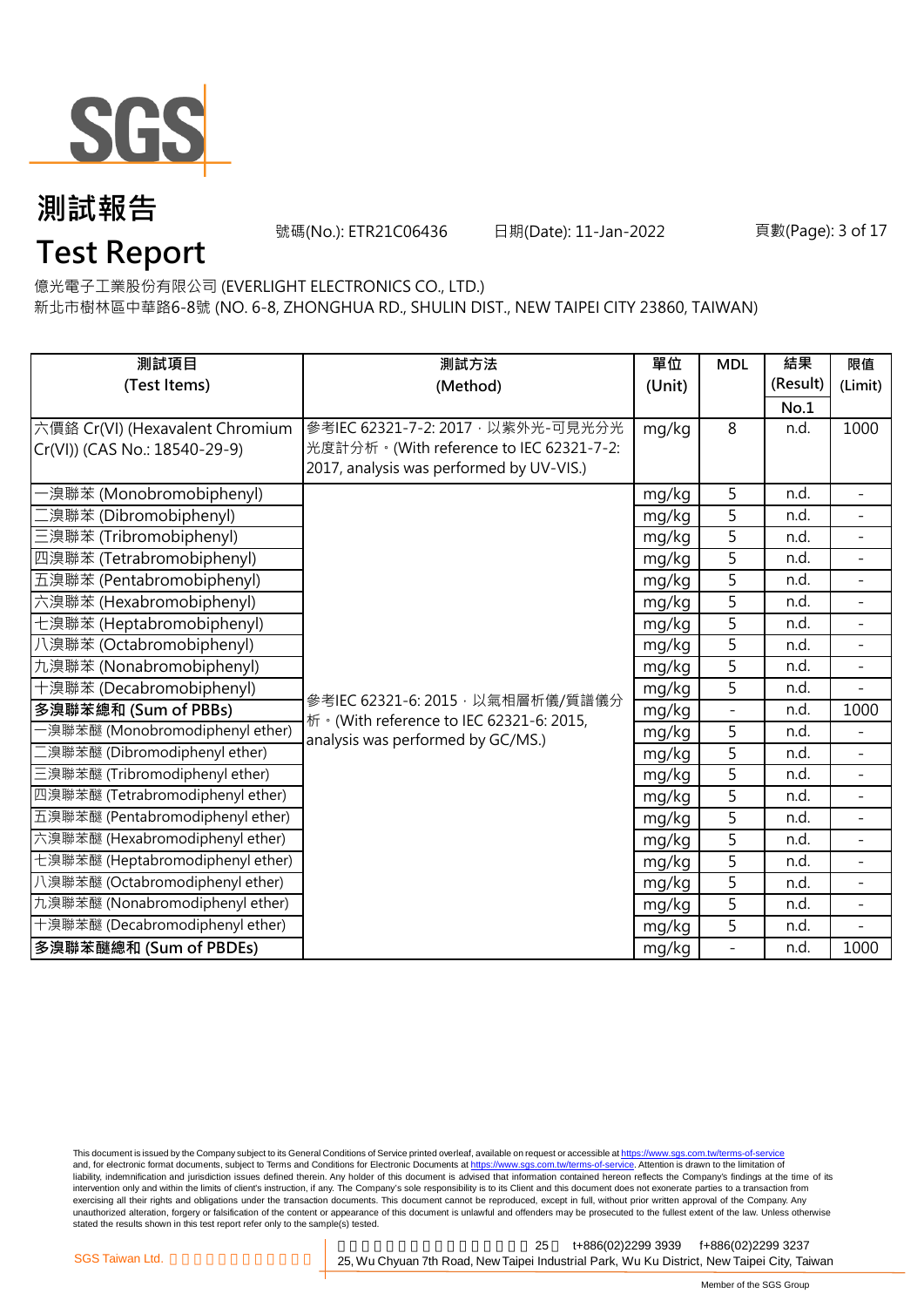# 測試報告

# Test Report

號碼(No.): ETR21C06436　　日期(Date): 11-Jan-2022

億光電子工業股份有限公司 (EVERLIGHT ELECTRONICS CO., LTD.)
新北市樹林區中華路6-8號 (NO. 6-8, ZHONGHUA RD., SHULIN DIST., NEW TAIPEI CITY 23860, TAIWAN)

| 測試項目 (Test Items) | 測試方法 (Method) | 單位 (Unit) | MDL | 結果 (Result) No.1 | 限值 (Limit) |
|---|---|---|---|---|---|
| 六價鉻 Cr(VI) (Hexavalent Chromium Cr(VI)) (CAS No.: 18540-29-9) | 參考IEC 62321-7-2: 2017，以紫外光-可見光分光光度計分析。(With reference to IEC 62321-7-2: 2017, analysis was performed by UV-VIS.) | mg/kg | 8 | n.d. | 1000 |
| 一溴聯苯 (Monobromobiphenyl) | 參考IEC 62321-6: 2015，以氣相層析儀/質譜儀分析。(With reference to IEC 62321-6: 2015, analysis was performed by GC/MS.) | mg/kg | 5 | n.d. | - |
| 二溴聯苯 (Dibromobiphenyl) | | mg/kg | 5 | n.d. | - |
| 三溴聯苯 (Tribromobiphenyl) | | mg/kg | 5 | n.d. | - |
| 四溴聯苯 (Tetrabromobiphenyl) | | mg/kg | 5 | n.d. | - |
| 五溴聯苯 (Pentabromobiphenyl) | | mg/kg | 5 | n.d. | - |
| 六溴聯苯 (Hexabromobiphenyl) | | mg/kg | 5 | n.d. | - |
| 七溴聯苯 (Heptabromobiphenyl) | | mg/kg | 5 | n.d. | - |
| 八溴聯苯 (Octabromobiphenyl) | | mg/kg | 5 | n.d. | - |
| 九溴聯苯 (Nonabromobiphenyl) | | mg/kg | 5 | n.d. | - |
| 十溴聯苯 (Decabromobiphenyl) | | mg/kg | 5 | n.d. | - |
| **多溴聯苯總和 (Sum of PBBs)** | | mg/kg | - | n.d. | 1000 |
| 一溴聯苯醚 (Monobromodiphenyl ether) | | mg/kg | 5 | n.d. | - |
| 二溴聯苯醚 (Dibromodiphenyl ether) | | mg/kg | 5 | n.d. | - |
| 三溴聯苯醚 (Tribromodiphenyl ether) | | mg/kg | 5 | n.d. | - |
| 四溴聯苯醚 (Tetrabromodiphenyl ether) | | mg/kg | 5 | n.d. | - |
| 五溴聯苯醚 (Pentabromodiphenyl ether) | | mg/kg | 5 | n.d. | - |
| 六溴聯苯醚 (Hexabromodiphenyl ether) | | mg/kg | 5 | n.d. | - |
| 七溴聯苯醚 (Heptabromodiphenyl ether) | | mg/kg | 5 | n.d. | - |
| 八溴聯苯醚 (Octabromodiphenyl ether) | | mg/kg | 5 | n.d. | - |
| 九溴聯苯醚 (Nonabromodiphenyl ether) | | mg/kg | 5 | n.d. | - |
| 十溴聯苯醚 (Decabromodiphenyl ether) | | mg/kg | 5 | n.d. | - |
| **多溴聯苯醚總和 (Sum of PBDEs)** | | mg/kg | - | n.d. | 1000 |

This document is issued by the Company subject to its General Conditions of Service printed overleaf, available on request or accessible at https://www.sgs.com.tw/terms-of-service and, for electronic format documents, subject to Terms and Conditions for Electronic Documents at https://www.sgs.com.tw/terms-of-service. Attention is drawn to the limitation of liability, indemnification and jurisdiction issues defined therein. Any holder of this document is advised that information contained hereon reflects the Company's findings at the time of its intervention only and within the limits of client's instruction, if any. The Company's sole responsibility is to its Client and this document does not exonerate parties to a transaction from exercising all their rights and obligations under the transaction documents. This document cannot be reproduced, except in full, without prior written approval of the Company. Any unauthorized alteration, forgery or falsification of the content or appearance of this document is unlawful and offenders may be prosecuted to the fullest extent of the law. Unless otherwise stated the results shown in this test report refer only to the sample(s) tested.

SGS Taiwan Ltd. | 25 t+886(02)2299 3939 f+886(02)2299 3237
25, Wu Chyuan 7th Road, New Taipei Industrial Park, Wu Ku District, New Taipei City, Taiwan

Member of the SGS Group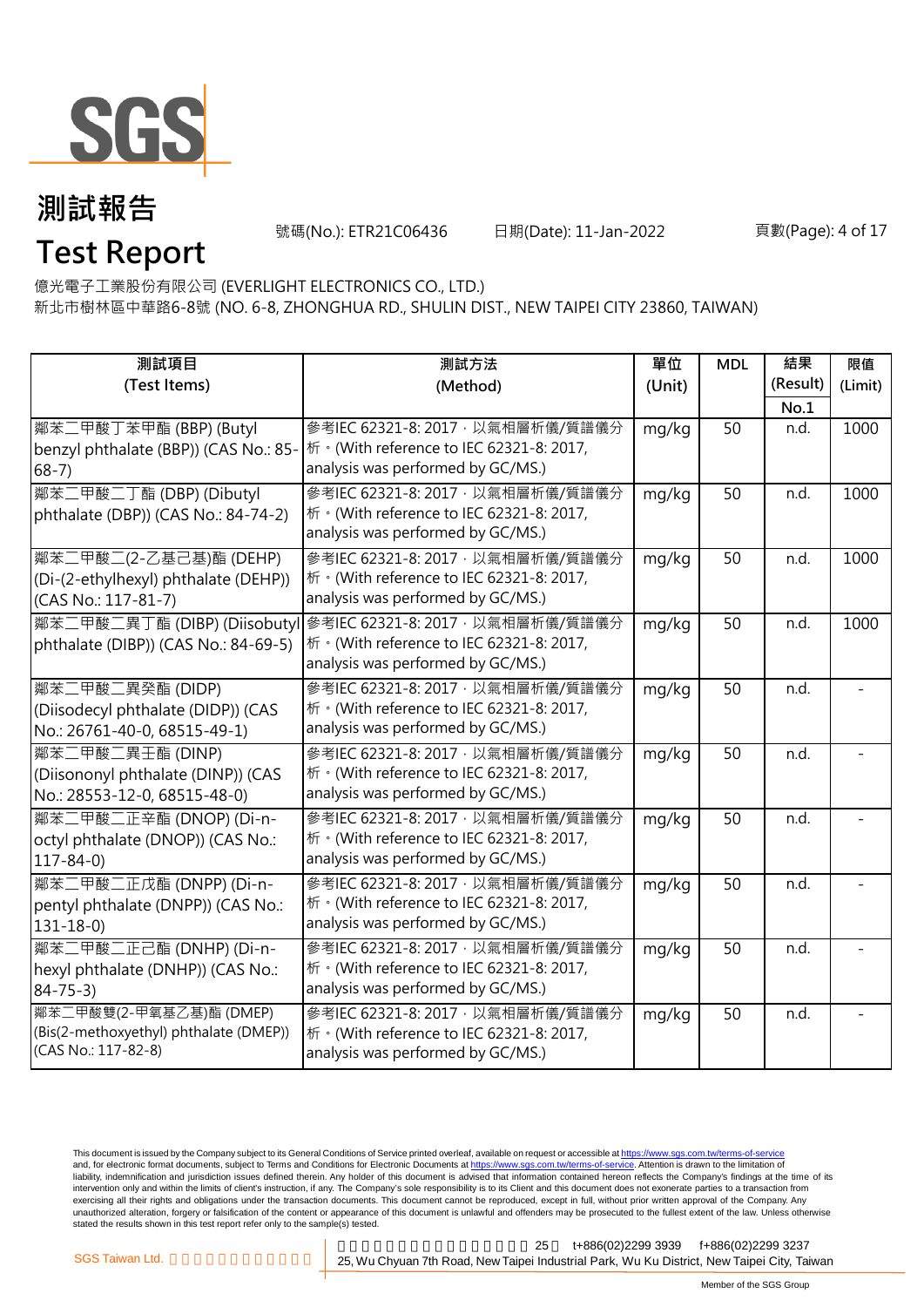# 測試報告

# Test Report

號碼(No.): ETR21C06436　　日期(Date): 11-Jan-2022

億光電子工業股份有限公司 (EVERLIGHT ELECTRONICS CO., LTD.)
新北市樹林區中華路6-8號 (NO. 6-8, ZHONGHUA RD., SHULIN DIST., NEW TAIPEI CITY 23860, TAIWAN)

| 測試項目 (Test Items) | 測試方法 (Method) | 單位 (Unit) | MDL | 結果 (Result) No.1 | 限值 (Limit) |
|---|---|---|---|---|---|
| 鄰苯二甲酸丁苯甲酯 (BBP) (Butyl benzyl phthalate (BBP)) (CAS No.: 85-68-7) | 參考IEC 62321-8: 2017，以氣相層析儀/質譜儀分析。(With reference to IEC 62321-8: 2017, analysis was performed by GC/MS.) | mg/kg | 50 | n.d. | 1000 |
| 鄰苯二甲酸二丁酯 (DBP) (Dibutyl phthalate (DBP)) (CAS No.: 84-74-2) | 參考IEC 62321-8: 2017，以氣相層析儀/質譜儀分析。(With reference to IEC 62321-8: 2017, analysis was performed by GC/MS.) | mg/kg | 50 | n.d. | 1000 |
| 鄰苯二甲酸二(2-乙基己基)酯 (DEHP) (Di-(2-ethylhexyl) phthalate (DEHP)) (CAS No.: 117-81-7) | 參考IEC 62321-8: 2017，以氣相層析儀/質譜儀分析。(With reference to IEC 62321-8: 2017, analysis was performed by GC/MS.) | mg/kg | 50 | n.d. | 1000 |
| 鄰苯二甲酸二異丁酯 (DIBP) (Diisobutyl phthalate (DIBP)) (CAS No.: 84-69-5) | 參考IEC 62321-8: 2017，以氣相層析儀/質譜儀分析。(With reference to IEC 62321-8: 2017, analysis was performed by GC/MS.) | mg/kg | 50 | n.d. | 1000 |
| 鄰苯二甲酸二異癸酯 (DIDP) (Diisodecyl phthalate (DIDP)) (CAS No.: 26761-40-0, 68515-49-1) | 參考IEC 62321-8: 2017，以氣相層析儀/質譜儀分析。(With reference to IEC 62321-8: 2017, analysis was performed by GC/MS.) | mg/kg | 50 | n.d. | - |
| 鄰苯二甲酸二異壬酯 (DINP) (Diisononyl phthalate (DINP)) (CAS No.: 28553-12-0, 68515-48-0) | 參考IEC 62321-8: 2017，以氣相層析儀/質譜儀分析。(With reference to IEC 62321-8: 2017, analysis was performed by GC/MS.) | mg/kg | 50 | n.d. | - |
| 鄰苯二甲酸二正辛酯 (DNOP) (Di-n-octyl phthalate (DNOP)) (CAS No.: 117-84-0) | 參考IEC 62321-8: 2017，以氣相層析儀/質譜儀分析。(With reference to IEC 62321-8: 2017, analysis was performed by GC/MS.) | mg/kg | 50 | n.d. | - |
| 鄰苯二甲酸二正戊酯 (DNPP) (Di-n-pentyl phthalate (DNPP)) (CAS No.: 131-18-0) | 參考IEC 62321-8: 2017，以氣相層析儀/質譜儀分析。(With reference to IEC 62321-8: 2017, analysis was performed by GC/MS.) | mg/kg | 50 | n.d. | - |
| 鄰苯二甲酸二正己酯 (DNHP) (Di-n-hexyl phthalate (DNHP)) (CAS No.: 84-75-3) | 參考IEC 62321-8: 2017，以氣相層析儀/質譜儀分析。(With reference to IEC 62321-8: 2017, analysis was performed by GC/MS.) | mg/kg | 50 | n.d. | - |
| 鄰苯二甲酸雙(2-甲氧基乙基)酯 (DMEP) (Bis(2-methoxyethyl) phthalate (DMEP)) (CAS No.: 117-82-8) | 參考IEC 62321-8: 2017，以氣相層析儀/質譜儀分析。(With reference to IEC 62321-8: 2017, analysis was performed by GC/MS.) | mg/kg | 50 | n.d. | - |

This document is issued by the Company subject to its General Conditions of Service printed overleaf, available on request or accessible at https://www.sgs.com.tw/terms-of-service and, for electronic format documents, subject to Terms and Conditions for Electronic Documents at https://www.sgs.com.tw/terms-of-service. Attention is drawn to the limitation of liability, indemnification and jurisdiction issues defined therein. Any holder of this document is advised that information contained hereon reflects the Company's findings at the time of its intervention only and within the limits of client's instruction, if any. The Company's sole responsibility is to its Client and this document does not exonerate parties to a transaction from exercising all their rights and obligations under the transaction documents. This document cannot be reproduced, except in full, without prior written approval of the Company. Any unauthorized alteration, forgery or falsification of the content or appearance of this document is unlawful and offenders may be prosecuted to the fullest extent of the law. Unless otherwise stated the results shown in this test report refer only to the sample(s) tested.

SGS Taiwan Ltd. t+886(02)2299 3939 f+886(02)2299 3237
25, Wu Chyuan 7th Road, New Taipei Industrial Park, Wu Ku District, New Taipei City, Taiwan

Member of the SGS Group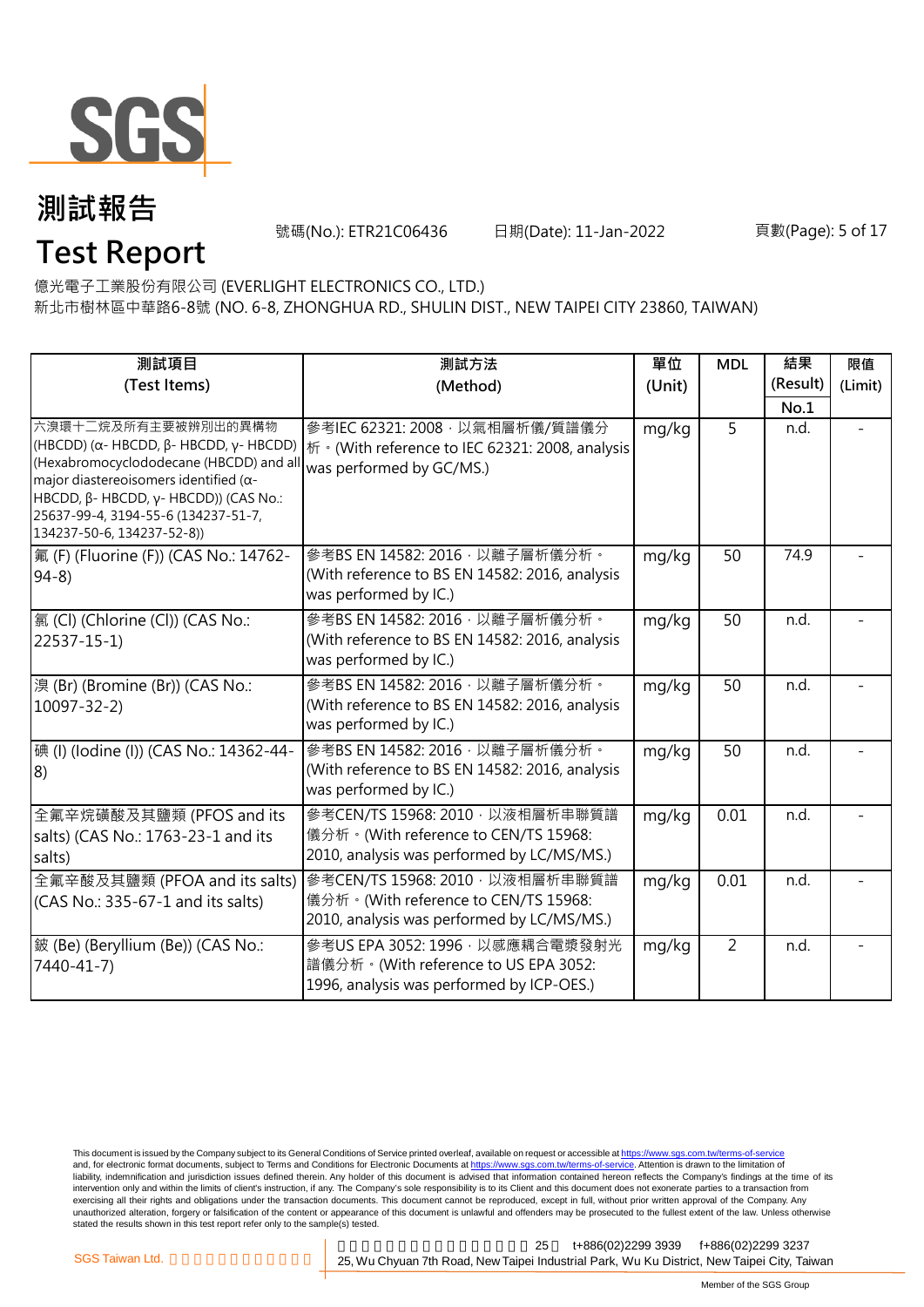# 測試報告

# Test Report

號碼(No.): ETR21C06436　　日期(Date): 11-Jan-2022

億光電子工業股份有限公司 (EVERLIGHT ELECTRONICS CO., LTD.)
新北市樹林區中華路6-8號 (NO. 6-8, ZHONGHUA RD., SHULIN DIST., NEW TAIPEI CITY 23860, TAIWAN)

| 測試項目 (Test Items) | 測試方法 (Method) | 單位 (Unit) | MDL | 結果 (Result) No.1 | 限值 (Limit) |
|---|---|---|---|---|---|
| 六溴環十二烷及所有主要被辨別出的異構物 (HBCDD) (α- HBCDD, β- HBCDD, γ- HBCDD) (Hexabromocyclododecane (HBCDD) and all major diastereoisomers identified (α- HBCDD, β- HBCDD, γ- HBCDD)) (CAS No.: 25637-99-4, 3194-55-6 (134237-51-7, 134237-50-6, 134237-52-8)) | 參考IEC 62321: 2008，以氣相層析儀/質譜儀分析。(With reference to IEC 62321: 2008, analysis was performed by GC/MS.) | mg/kg | 5 | n.d. | - |
| 氟 (F) (Fluorine (F)) (CAS No.: 14762-94-8) | 參考BS EN 14582: 2016，以離子層析儀分析。(With reference to BS EN 14582: 2016, analysis was performed by IC.) | mg/kg | 50 | 74.9 | - |
| 氯 (Cl) (Chlorine (Cl)) (CAS No.: 22537-15-1) | 參考BS EN 14582: 2016，以離子層析儀分析。(With reference to BS EN 14582: 2016, analysis was performed by IC.) | mg/kg | 50 | n.d. | - |
| 溴 (Br) (Bromine (Br)) (CAS No.: 10097-32-2) | 參考BS EN 14582: 2016，以離子層析儀分析。(With reference to BS EN 14582: 2016, analysis was performed by IC.) | mg/kg | 50 | n.d. | - |
| 碘 (I) (Iodine (I)) (CAS No.: 14362-44-8) | 參考BS EN 14582: 2016，以離子層析儀分析。(With reference to BS EN 14582: 2016, analysis was performed by IC.) | mg/kg | 50 | n.d. | - |
| 全氟辛烷磺酸及其鹽類 (PFOS and its salts) (CAS No.: 1763-23-1 and its salts) | 參考CEN/TS 15968: 2010，以液相層析串聯質譜儀分析。(With reference to CEN/TS 15968: 2010, analysis was performed by LC/MS/MS.) | mg/kg | 0.01 | n.d. | - |
| 全氟辛酸及其鹽類 (PFOA and its salts) (CAS No.: 335-67-1 and its salts) | 參考CEN/TS 15968: 2010，以液相層析串聯質譜儀分析。(With reference to CEN/TS 15968: 2010, analysis was performed by LC/MS/MS.) | mg/kg | 0.01 | n.d. | - |
| 鈹 (Be) (Beryllium (Be)) (CAS No.: 7440-41-7) | 參考US EPA 3052: 1996，以感應耦合電漿發射光譜儀分析。(With reference to US EPA 3052: 1996, analysis was performed by ICP-OES.) | mg/kg | 2 | n.d. | - |

This document is issued by the Company subject to its General Conditions of Service printed overleaf, available on request or accessible at https://www.sgs.com.tw/terms-of-service and, for electronic format documents, subject to Terms and Conditions for Electronic Documents at https://www.sgs.com.tw/terms-of-service. Attention is drawn to the limitation of liability, indemnification and jurisdiction issues defined therein. Any holder of this document is advised that information contained hereon reflects the Company's findings at the time of its intervention only and within the limits of client's instruction, if any. The Company's sole responsibility is to its Client and this document does not exonerate parties to a transaction from exercising all their rights and obligations under the transaction documents. This document cannot be reproduced, except in full, without prior written approval of the Company. Any unauthorized alteration, forgery or falsification of the content or appearance of this document is unlawful and offenders may be prosecuted to the fullest extent of the law. Unless otherwise stated the results shown in this test report refer only to the sample(s) tested.

SGS Taiwan Ltd. | 25 t+886(02)2299 3939 f+886(02)2299 3237 | 25, Wu Chyuan 7th Road, New Taipei Industrial Park, Wu Ku District, New Taipei City, Taiwan

Member of the SGS Group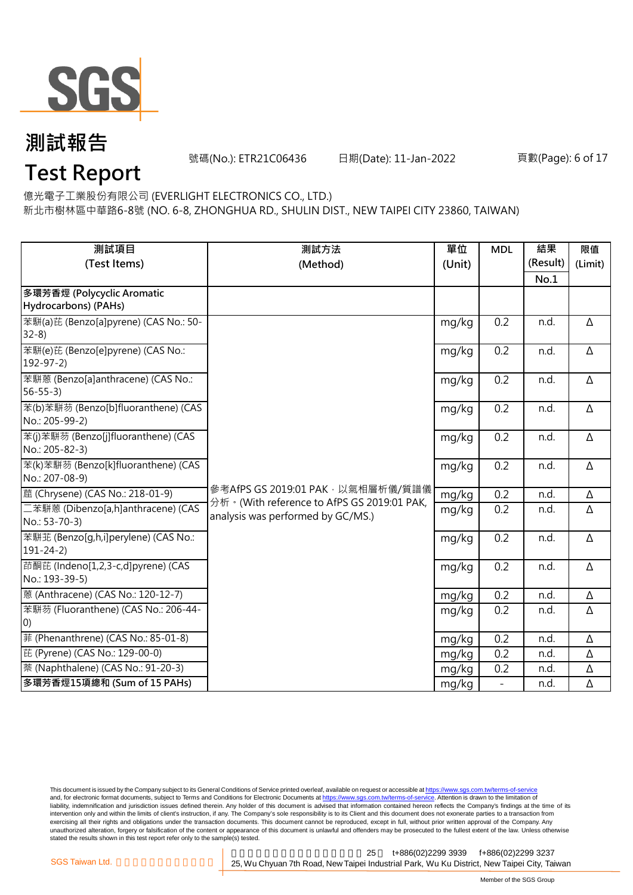# 測試報告

# Test Report

號碼(No.): ETR21C06436　　日期(Date): 11-Jan-2022

億光電子工業股份有限公司 (EVERLIGHT ELECTRONICS CO., LTD.)
新北市樹林區中華路6-8號 (NO. 6-8, ZHONGHUA RD., SHULIN DIST., NEW TAIPEI CITY 23860, TAIWAN)

| 測試項目 (Test Items) | 測試方法 (Method) | 單位 (Unit) | MDL | 結果 (Result) No.1 | 限值 (Limit) |
|---|---|---|---|---|---|
| **多環芳香烴 (Polycyclic Aromatic Hydrocarbons) (PAHs)** | | | | | |
| 苯駢(a)芘 (Benzo[a]pyrene) (CAS No.: 50-32-8) | 參考AfPS GS 2019:01 PAK，以氣相層析儀/質譜儀分析。(With reference to AfPS GS 2019:01 PAK, analysis was performed by GC/MS.) | mg/kg | 0.2 | n.d. | Δ |
| 苯駢(e)芘 (Benzo[e]pyrene) (CAS No.: 192-97-2) | | mg/kg | 0.2 | n.d. | Δ |
| 苯駢蒽 (Benzo[a]anthracene) (CAS No.: 56-55-3) | | mg/kg | 0.2 | n.d. | Δ |
| 苯(b)苯駢芴 (Benzo[b]fluoranthene) (CAS No.: 205-99-2) | | mg/kg | 0.2 | n.d. | Δ |
| 苯(j)苯駢芴 (Benzo[j]fluoranthene) (CAS No.: 205-82-3) | | mg/kg | 0.2 | n.d. | Δ |
| 苯(k)苯駢芴 (Benzo[k]fluoranthene) (CAS No.: 207-08-9) | | mg/kg | 0.2 | n.d. | Δ |
| 䓛 (Chrysene) (CAS No.: 218-01-9) | | mg/kg | 0.2 | n.d. | Δ |
| 二苯駢蒽 (Dibenzo[a,h]anthracene) (CAS No.: 53-70-3) | | mg/kg | 0.2 | n.d. | Δ |
| 苯駢苝 (Benzo[g,h,i]perylene) (CAS No.: 191-24-2) | | mg/kg | 0.2 | n.d. | Δ |
| 茚酮芘 (Indeno[1,2,3-c,d]pyrene) (CAS No.: 193-39-5) | | mg/kg | 0.2 | n.d. | Δ |
| 蒽 (Anthracene) (CAS No.: 120-12-7) | | mg/kg | 0.2 | n.d. | Δ |
| 苯駢芴 (Fluoranthene) (CAS No.: 206-44-0) | | mg/kg | 0.2 | n.d. | Δ |
| 菲 (Phenanthrene) (CAS No.: 85-01-8) | | mg/kg | 0.2 | n.d. | Δ |
| 芘 (Pyrene) (CAS No.: 129-00-0) | | mg/kg | 0.2 | n.d. | Δ |
| 萘 (Naphthalene) (CAS No.: 91-20-3) | | mg/kg | 0.2 | n.d. | Δ |
| **多環芳香烴15項總和 (Sum of 15 PAHs)** | | mg/kg | - | n.d. | Δ |

This document is issued by the Company subject to its General Conditions of Service printed overleaf, available on request or accessible at https://www.sgs.com.tw/terms-of-service and, for electronic format documents, subject to Terms and Conditions for Electronic Documents at https://www.sgs.com.tw/terms-of-service. Attention is drawn to the limitation of liability, indemnification and jurisdiction issues defined therein. Any holder of this document is advised that information contained hereon reflects the Company's findings at the time of its intervention only and within the limits of client's instruction, if any. The Company's sole responsibility is to its Client and this document does not exonerate parties to a transaction from exercising all their rights and obligations under the transaction documents. This document cannot be reproduced, except in full, without prior written approval of the Company. Any unauthorized alteration, forgery or falsification of the content or appearance of this document is unlawful and offenders may be prosecuted to the fullest extent of the law. Unless otherwise stated the results shown in this test report refer only to the sample(s) tested.

SGS Taiwan Ltd. | 25, Wu Chyuan 7th Road, New Taipei Industrial Park, Wu Ku District, New Taipei City, Taiwan | t+886(02)2299 3939 | f+886(02)2299 3237

Member of the SGS Group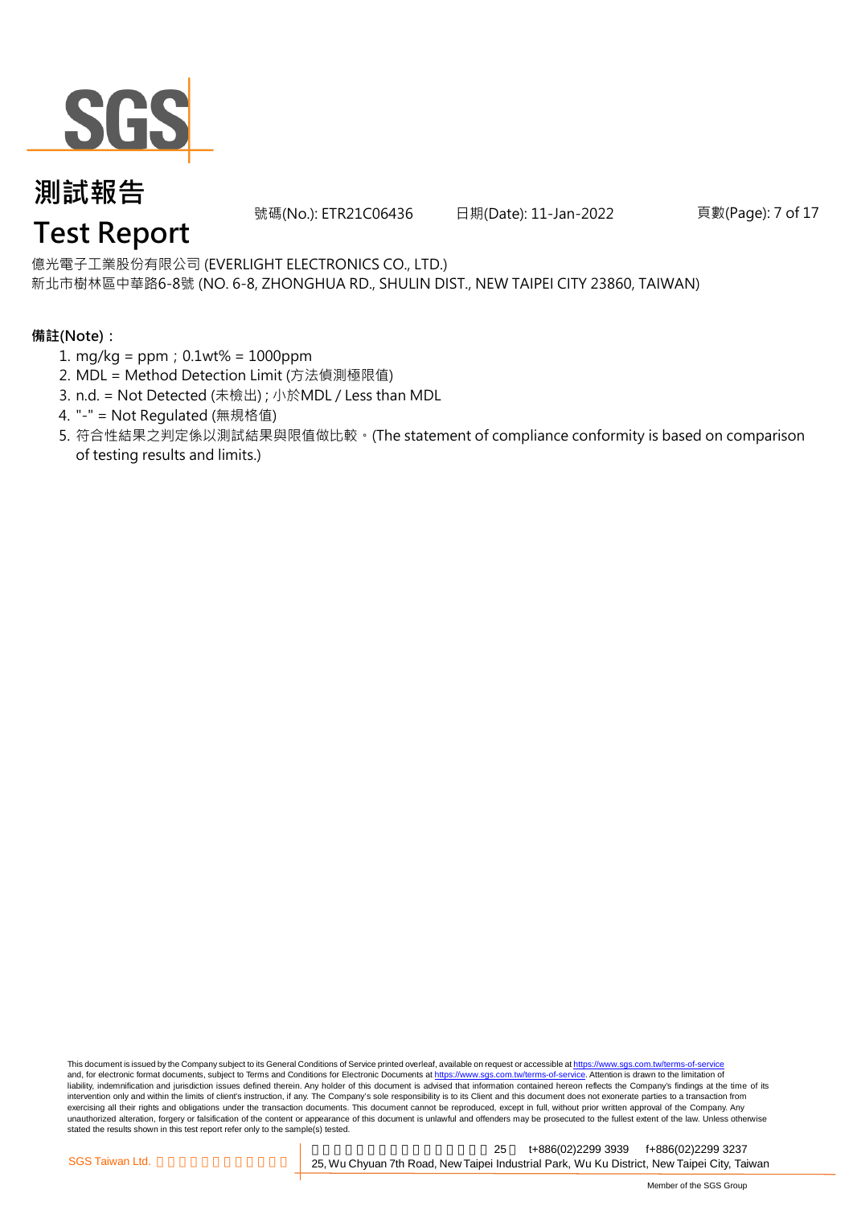億光電子工業股份有限公司 (EVERLIGHT ELECTRONICS CO., LTD.)
新北市樹林區中華路6-8號 (NO. 6-8, ZHONGHUA RD., SHULIN DIST., NEW TAIPEI CITY 23860, TAIWAN)

**備註(Note)：**

1. mg/kg = ppm；0.1wt% = 1000ppm
2. MDL = Method Detection Limit (方法偵測極限值)
3. n.d. = Not Detected (未檢出) ; 小於MDL / Less than MDL
4. "-" = Not Regulated (無規格值)
5. 符合性結果之判定係以測試結果與限值做比較。(The statement of compliance conformity is based on comparison of testing results and limits.)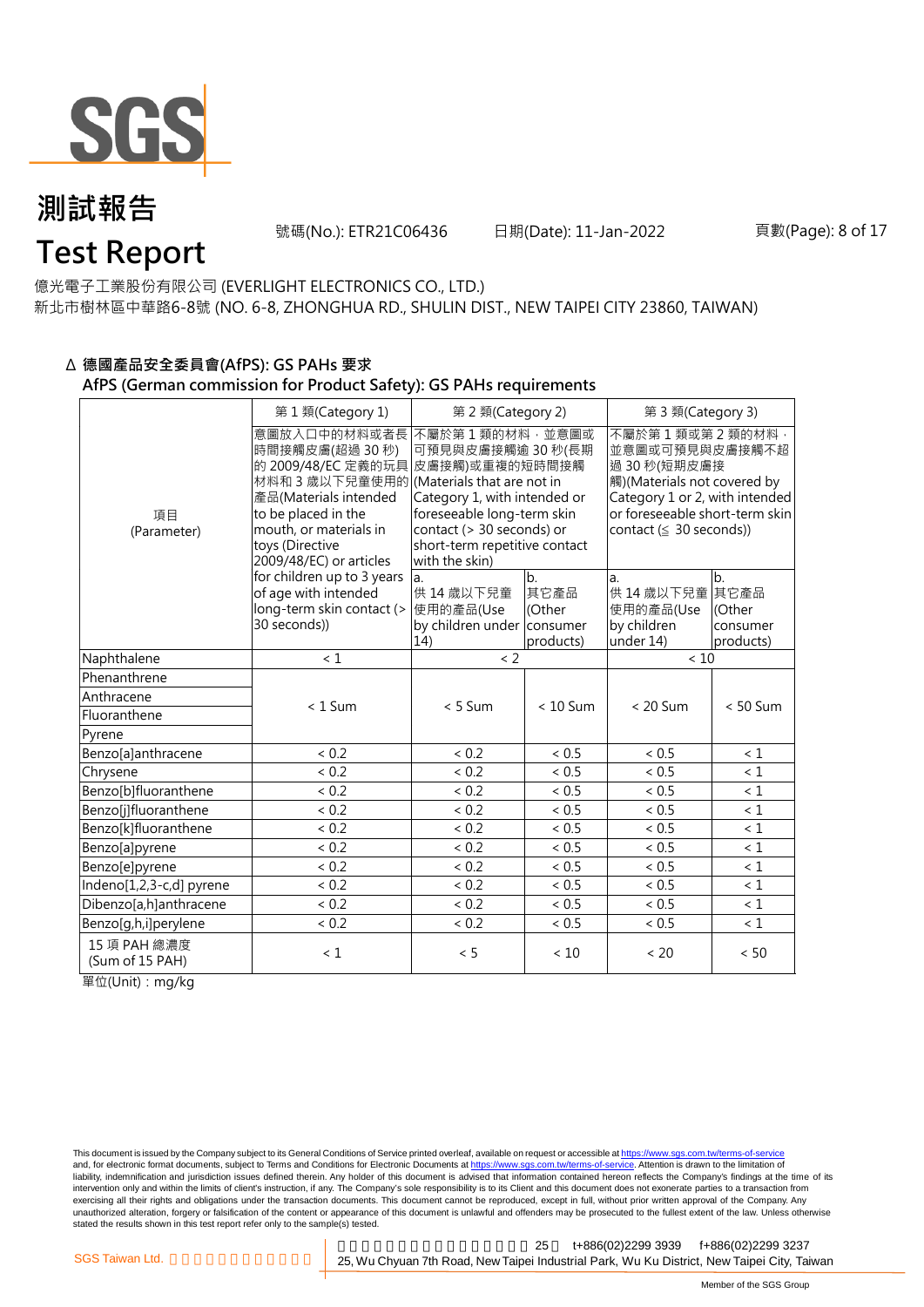億光電子工業股份有限公司 (EVERLIGHT ELECTRONICS CO., LTD.)
新北市樹林區中華路6-8號 (NO. 6-8, ZHONGHUA RD., SHULIN DIST., NEW TAIPEI CITY 23860, TAIWAN)

### Δ 德國產品安全委員會(AfPS): GS PAHs 要求
### AfPS (German commission for Product Safety): GS PAHs requirements

| 項目 (Parameter) | 第 1 類(Category 1) | 第 2 類(Category 2) | | 第 3 類(Category 3) | |
|---|---|---|---|---|---|
| | 意圖放入口中的材料或者長時間接觸皮膚(超過 30 秒)的 2009/48/EC 定義的玩具材料和 3 歲以下兒童使用的產品(Materials intended to be placed in the mouth, or materials in toys (Directive 2009/48/EC) or articles for children up to 3 years of age with intended long-term skin contact (> 30 seconds)) | 不屬於第 1 類的材料，並意圖或可預見與皮膚接觸逾 30 秒(長期皮膚接觸)或重複的短時間接觸(Materials that are not in Category 1, with intended or foreseeable long-term skin contact (> 30 seconds) or short-term repetitive contact with the skin) | | 不屬於第 1 類或第 2 類的材料，並意圖或可預見與皮膚接觸不超過 30 秒(短期皮膚接觸)(Materials not covered by Category 1 or 2, with intended or foreseeable short-term skin contact (≦ 30 seconds)) | |
| | | a. 供 14 歲以下兒童使用的產品(Use by children under 14) | b. 其它產品(Other consumer products) | a. 供 14 歲以下兒童使用的產品(Use by children under 14) | b. 其它產品(Other consumer products) |
| Naphthalene | < 1 | < 2 | | < 10 | |
| Phenanthrene | < 1 Sum | < 5 Sum | < 10 Sum | < 20 Sum | < 50 Sum |
| Anthracene | | | | | |
| Fluoranthene | | | | | |
| Pyrene | | | | | |
| Benzo[a]anthracene | < 0.2 | < 0.2 | < 0.5 | < 0.5 | < 1 |
| Chrysene | < 0.2 | < 0.2 | < 0.5 | < 0.5 | < 1 |
| Benzo[b]fluoranthene | < 0.2 | < 0.2 | < 0.5 | < 0.5 | < 1 |
| Benzo[j]fluoranthene | < 0.2 | < 0.2 | < 0.5 | < 0.5 | < 1 |
| Benzo[k]fluoranthene | < 0.2 | < 0.2 | < 0.5 | < 0.5 | < 1 |
| Benzo[a]pyrene | < 0.2 | < 0.2 | < 0.5 | < 0.5 | < 1 |
| Benzo[e]pyrene | < 0.2 | < 0.2 | < 0.5 | < 0.5 | < 1 |
| Indeno[1,2,3-c,d] pyrene | < 0.2 | < 0.2 | < 0.5 | < 0.5 | < 1 |
| Dibenzo[a,h]anthracene | < 0.2 | < 0.2 | < 0.5 | < 0.5 | < 1 |
| Benzo[g,h,i]perylene | < 0.2 | < 0.2 | < 0.5 | < 0.5 | < 1 |
| 15 項 PAH 總濃度 (Sum of 15 PAH) | < 1 | < 5 | < 10 | < 20 | < 50 |

單位(Unit)：mg/kg

This document is issued by the Company subject to its General Conditions of Service printed overleaf, available on request or accessible at https://www.sgs.com.tw/terms-of-service and, for electronic format documents, subject to Terms and Conditions for Electronic Documents at https://www.sgs.com.tw/terms-of-service. Attention is drawn to the limitation of liability, indemnification and jurisdiction issues defined therein. Any holder of this document is advised that information contained hereon reflects the Company's findings at the time of its intervention only and within the limits of client's instruction, if any. The Company's sole responsibility is to its Client and this document does not exonerate parties to a transaction from exercising all their rights and obligations under the transaction documents. This document cannot be reproduced, except in full, without prior written approval of the Company. Any unauthorized alteration, forgery or falsification of the content or appearance of this document is unlawful and offenders may be prosecuted to the fullest extent of the law. Unless otherwise stated the results shown in this test report refer only to the sample(s) tested.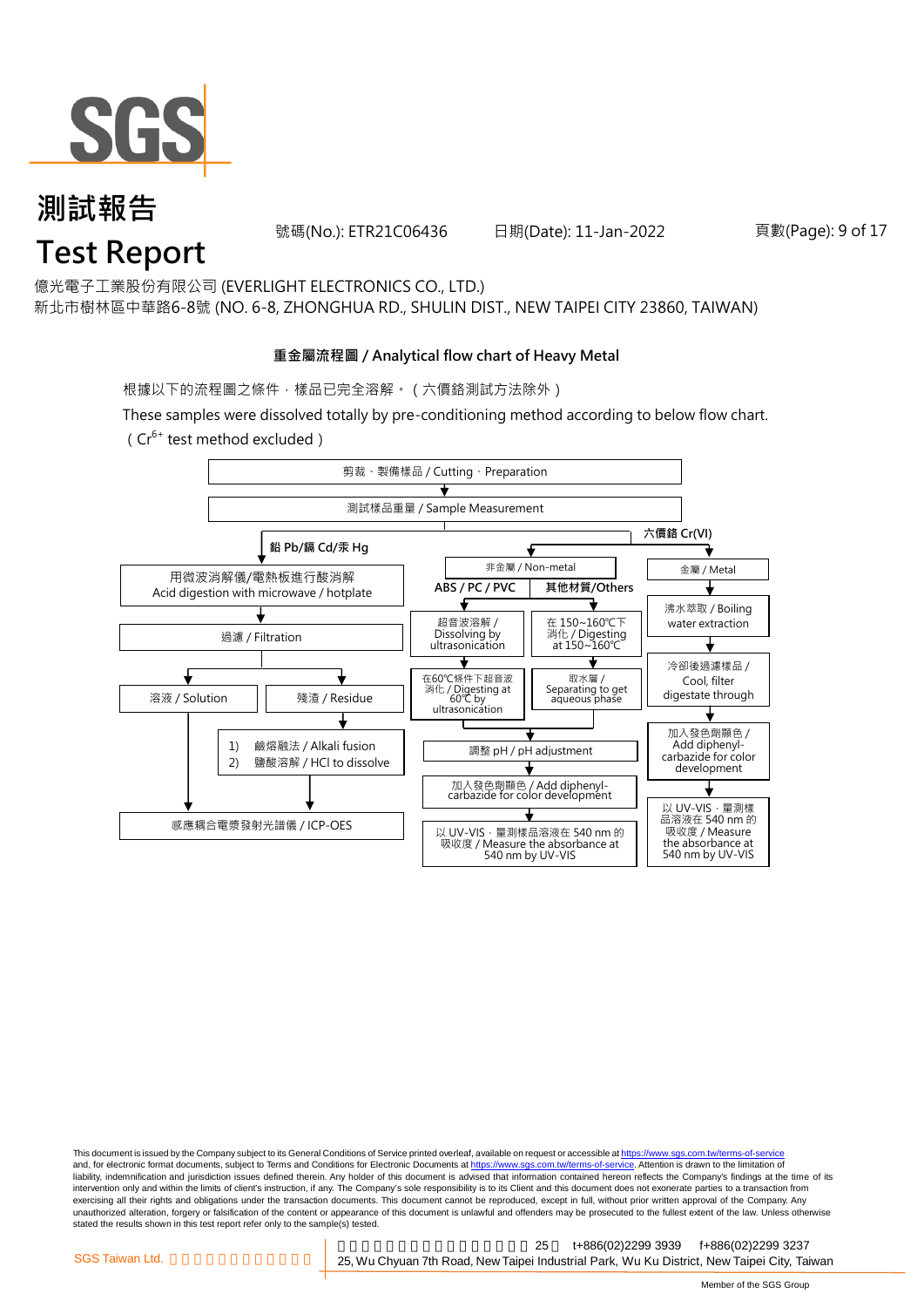# 測試報告
# Test Report

號碼(No.): ETR21C06436　　日期(Date): 11-Jan-2022

億光電子工業股份有限公司 (EVERLIGHT ELECTRONICS CO., LTD.)
新北市樹林區中華路6-8號 (NO. 6-8, ZHONGHUA RD., SHULIN DIST., NEW TAIPEI CITY 23860, TAIWAN)

**重金屬流程圖 / Analytical flow chart of Heavy Metal**

根據以下的流程圖之條件，樣品已完全溶解。（六價鉻測試方法除外）

These samples were dissolved totally by pre-conditioning method according to below flow chart.
（$Cr^{6+}$ test method excluded）

剪裁、製備樣品 / Cutting、Preparation
↓
測試樣品重量 / Sample Measurement

**鉛 Pb/鎘 Cd/汞 Hg**
- 用微波消解儀/電熱板進行酸消解 Acid digestion with microwave / hotplate
- ↓ 過濾 / Filtration
- ↓ 溶液 / Solution → 感應耦合電漿發射光譜儀 / ICP-OES
- ↓ 殘渣 / Residue → 1) 鹼熔融法 / Alkali fusion 2) 鹽酸溶解 / HCl to dissolve → 感應耦合電漿發射光譜儀 / ICP-OES

**六價鉻 Cr(VI)**

非金屬 / Non-metal
- **ABS / PC / PVC**: 超音波溶解 / Dissolving by ultrasonication → 在60℃條件下超音波消化 / Digesting at 60℃ by ultrasonication
- **其他材質/Others**: 在 150~160℃下消化 / Digesting at 150~160℃ → 取水層 / Separating to get aqueous phase
- → 調整 pH / pH adjustment → 加入發色劑顯色 / Add diphenyl-carbazide for color development → 以 UV-VIS，量測樣品溶液在 540 nm 的吸收度 / Measure the absorbance at 540 nm by UV-VIS

金屬 / Metal
- 沸水萃取 / Boiling water extraction → 冷卻後過濾樣品 / Cool, filter digestate through → 加入發色劑顯色 / Add diphenyl-carbazide for color development → 以 UV-VIS，量測樣品溶液在 540 nm 的吸收度 / Measure the absorbance at 540 nm by UV-VIS

This document is issued by the Company subject to its General Conditions of Service printed overleaf, available on request or accessible at https://www.sgs.com.tw/terms-of-service and, for electronic format documents, subject to Terms and Conditions for Electronic Documents at https://www.sgs.com.tw/terms-of-service. Attention is drawn to the limitation of liability, indemnification and jurisdiction issues defined therein. Any holder of this document is advised that information contained hereon reflects the Company's findings at the time of its intervention only and within the limits of client's instruction, if any. The Company's sole responsibility is to its Client and this document does not exonerate parties to a transaction from exercising all their rights and obligations under the transaction documents. This document cannot be reproduced, except in full, without prior written approval of the Company. Any unauthorized alteration, forgery or falsification of the content or appearance of this document is unlawful and offenders may be prosecuted to the fullest extent of the law. Unless otherwise stated the results shown in this test report refer only to the sample(s) tested.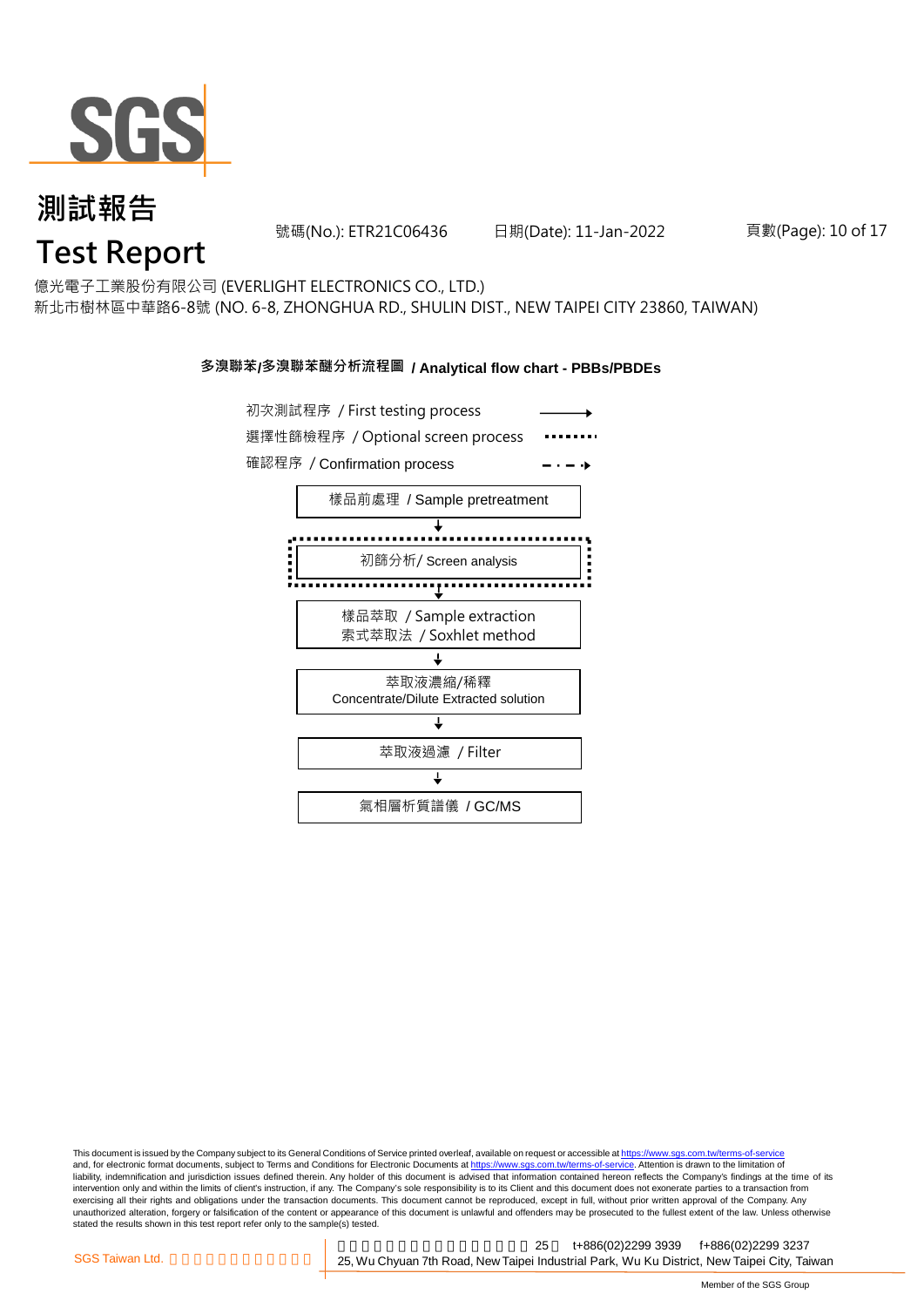# 測試報告
# Test Report

號碼(No.): ETR21C06436　　日期(Date): 11-Jan-2022

億光電子工業股份有限公司 (EVERLIGHT ELECTRONICS CO., LTD.)
新北市樹林區中華路6-8號 (NO. 6-8, ZHONGHUA RD., SHULIN DIST., NEW TAIPEI CITY 23860, TAIWAN)

**多溴聯苯/多溴聯苯醚分析流程圖 / Analytical flow chart - PBBs/PBDEs**

初次測試程序 / First testing process ⟶
選擇性篩檢程序 / Optional screen process ········
確認程序 / Confirmation process - · - ·▸

樣品前處理 / Sample pretreatment
↓
初篩分析/ Screen analysis
↓
樣品萃取 / Sample extraction
索式萃取法 / Soxhlet method
↓
萃取液濃縮/稀釋
Concentrate/Dilute Extracted solution
↓
萃取液過濾 / Filter
↓
氣相層析質譜儀 / GC/MS

This document is issued by the Company subject to its General Conditions of Service printed overleaf, available on request or accessible at https://www.sgs.com.tw/terms-of-service and, for electronic format documents, subject to Terms and Conditions for Electronic Documents at https://www.sgs.com.tw/terms-of-service. Attention is drawn to the limitation of liability, indemnification and jurisdiction issues defined therein. Any holder of this document is advised that information contained hereon reflects the Company's findings at the time of its intervention only and within the limits of client's instruction, if any. The Company's sole responsibility is to its Client and this document does not exonerate parties to a transaction from exercising all their rights and obligations under the transaction documents. This document cannot be reproduced, except in full, without prior written approval of the Company. Any unauthorized alteration, forgery or falsification of the content or appearance of this document is unlawful and offenders may be prosecuted to the fullest extent of the law. Unless otherwise stated the results shown in this test report refer only to the sample(s) tested.

SGS Taiwan Ltd. 25, Wu Chyuan 7th Road, New Taipei Industrial Park, Wu Ku District, New Taipei City, Taiwan　t+886(02)2299 3939　f+886(02)2299 3237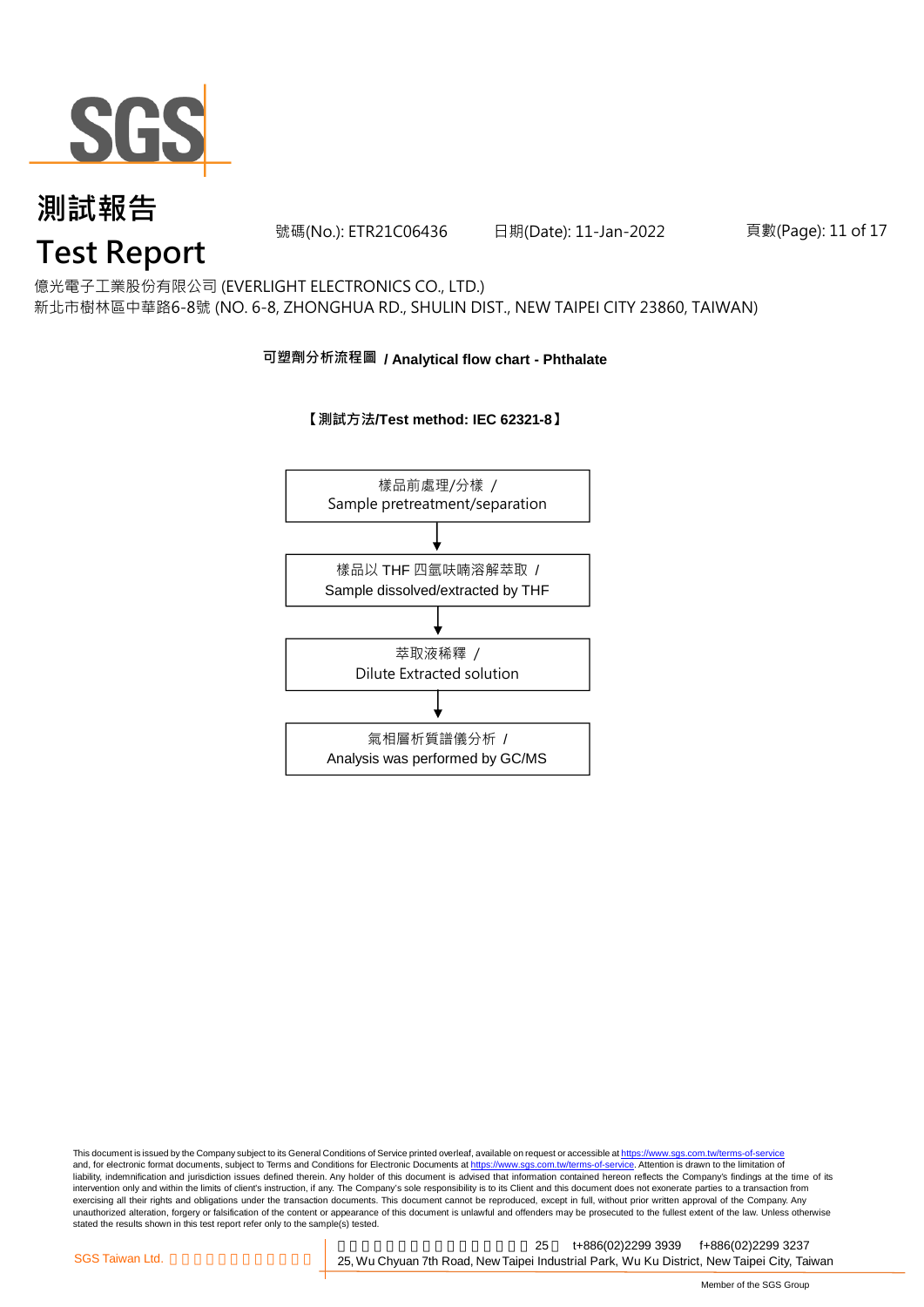# 測試報告

# Test Report

號碼(No.): ETR21C06436　　日期(Date): 11-Jan-2022

億光電子工業股份有限公司 (EVERLIGHT ELECTRONICS CO., LTD.)
新北市樹林區中華路6-8號 (NO. 6-8, ZHONGHUA RD., SHULIN DIST., NEW TAIPEI CITY 23860, TAIWAN)

## 可塑劑分析流程圖 / Analytical flow chart - Phthalate

**【測試方法/Test method: IEC 62321-8】**

樣品前處理/分樣 / Sample pretreatment/separation

↓

樣品以 THF 四氫呋喃溶解萃取 / Sample dissolved/extracted by THF

↓

萃取液稀釋 / Dilute Extracted solution

↓

氣相層析質譜儀分析 / Analysis was performed by GC/MS

This document is issued by the Company subject to its General Conditions of Service printed overleaf, available on request or accessible at https://www.sgs.com.tw/terms-of-service and, for electronic format documents, subject to Terms and Conditions for Electronic Documents at https://www.sgs.com.tw/terms-of-service. Attention is drawn to the limitation of liability, indemnification and jurisdiction issues defined therein. Any holder of this document is advised that information contained hereon reflects the Company's findings at the time of its intervention only and within the limits of client's instruction, if any. The Company's sole responsibility is to its Client and this document does not exonerate parties to a transaction from exercising all their rights and obligations under the transaction documents. This document cannot be reproduced, except in full, without prior written approval of the Company. Any unauthorized alteration, forgery or falsification of the content or appearance of this document is unlawful and offenders may be prosecuted to the fullest extent of the law. Unless otherwise stated the results shown in this test report refer only to the sample(s) tested.

SGS Taiwan Ltd. | 25 t+886(02)2299 3939 f+886(02)2299 3237
25, Wu Chyuan 7th Road, New Taipei Industrial Park, Wu Ku District, New Taipei City, Taiwan

Member of the SGS Group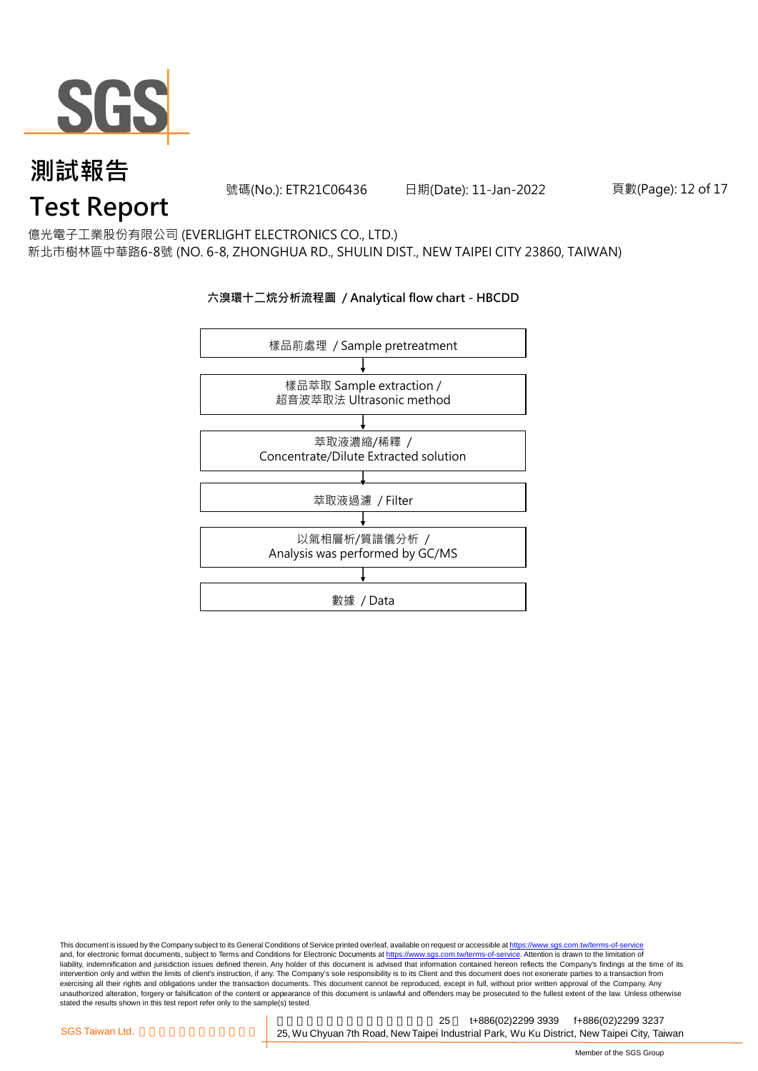億光電子工業股份有限公司 (EVERLIGHT ELECTRONICS CO., LTD.)
新北市樹林區中華路6-8號 (NO. 6-8, ZHONGHUA RD., SHULIN DIST., NEW TAIPEI CITY 23860, TAIWAN)

### 六溴環十二烷分析流程圖 / Analytical flow chart - HBCDD

樣品前處理 / Sample pretreatment

↓

樣品萃取 Sample extraction /
超音波萃取法 Ultrasonic method

↓

萃取液濃縮/稀釋 /
Concentrate/Dilute Extracted solution

↓

萃取液過濾 / Filter

↓

以氣相層析/質譜儀分析 /
Analysis was performed by GC/MS

↓

數據 / Data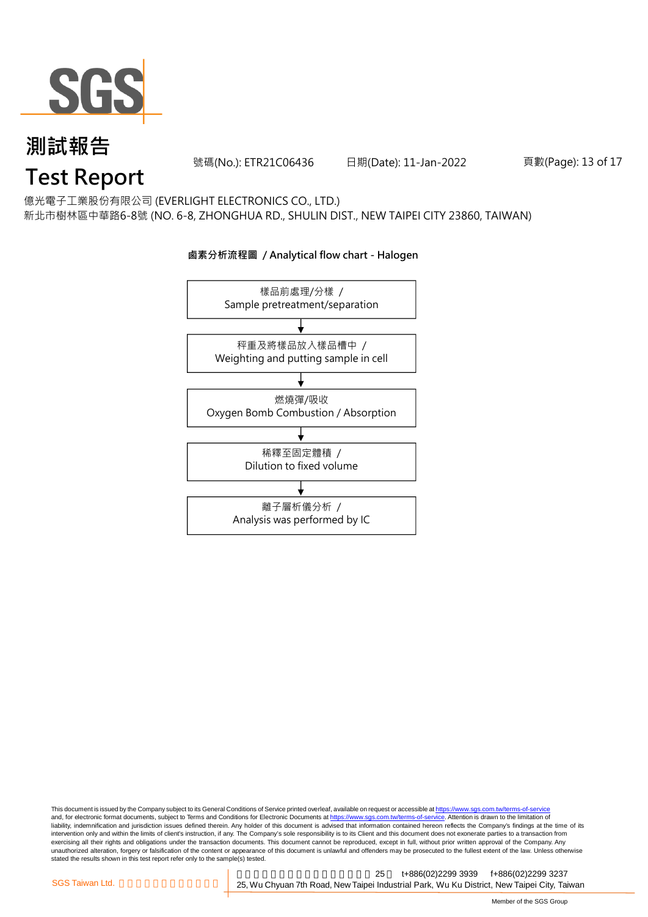# 測試報告
# Test Report

號碼(No.): ETR21C06436 日期(Date): 11-Jan-2022

億光電子工業股份有限公司 (EVERLIGHT ELECTRONICS CO., LTD.)
新北市樹林區中華路6-8號 (NO. 6-8, ZHONGHUA RD., SHULIN DIST., NEW TAIPEI CITY 23860, TAIWAN)

**鹵素分析流程圖 / Analytical flow chart - Halogen**

樣品前處理/分樣 /
Sample pretreatment/separation

↓

秤重及將樣品放入樣品槽中 /
Weighting and putting sample in cell

↓

燃燒彈/吸收
Oxygen Bomb Combustion / Absorption

↓

稀釋至固定體積 /
Dilution to fixed volume

↓

離子層析儀分析 /
Analysis was performed by IC

This document is issued by the Company subject to its General Conditions of Service printed overleaf, available on request or accessible at https://www.sgs.com.tw/terms-of-service and, for electronic format documents, subject to Terms and Conditions for Electronic Documents at https://www.sgs.com.tw/terms-of-service. Attention is drawn to the limitation of liability, indemnification and jurisdiction issues defined therein. Any holder of this document is advised that information contained hereon reflects the Company's findings at the time of its intervention only and within the limits of client's instruction, if any. The Company's sole responsibility is to its Client and this document does not exonerate parties to a transaction from exercising all their rights and obligations under the transaction documents. This document cannot be reproduced, except in full, without prior written approval of the Company. Any unauthorized alteration, forgery or falsification of the content or appearance of this document is unlawful and offenders may be prosecuted to the fullest extent of the law. Unless otherwise stated the results shown in this test report refer only to the sample(s) tested.

SGS Taiwan Ltd. 25 t+886(02)2299 3939 f+886(02)2299 3237
25, Wu Chyuan 7th Road, New Taipei Industrial Park, Wu Ku District, New Taipei City, Taiwan

Member of the SGS Group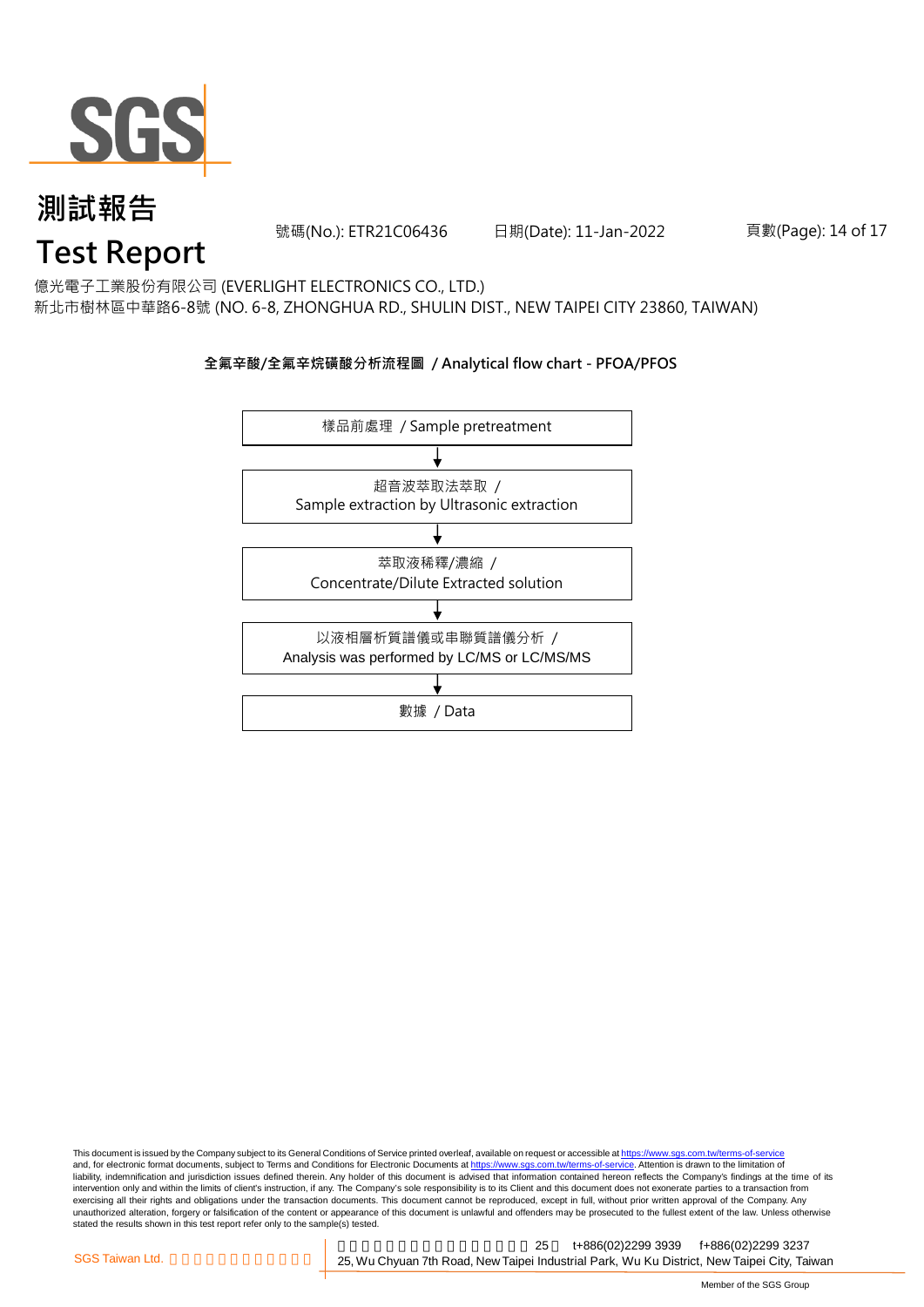億光電子工業股份有限公司 (EVERLIGHT ELECTRONICS CO., LTD.)
新北市樹林區中華路6-8號 (NO. 6-8, ZHONGHUA RD., SHULIN DIST., NEW TAIPEI CITY 23860, TAIWAN)

## 全氟辛酸/全氟辛烷磺酸分析流程圖 / Analytical flow chart - PFOA/PFOS

樣品前處理 / Sample pretreatment

↓

超音波萃取法萃取 /
Sample extraction by Ultrasonic extraction

↓

萃取液稀釋/濃縮 /
Concentrate/Dilute Extracted solution

↓

以液相層析質譜儀或串聯質譜儀分析 /
Analysis was performed by LC/MS or LC/MS/MS

↓

數據 / Data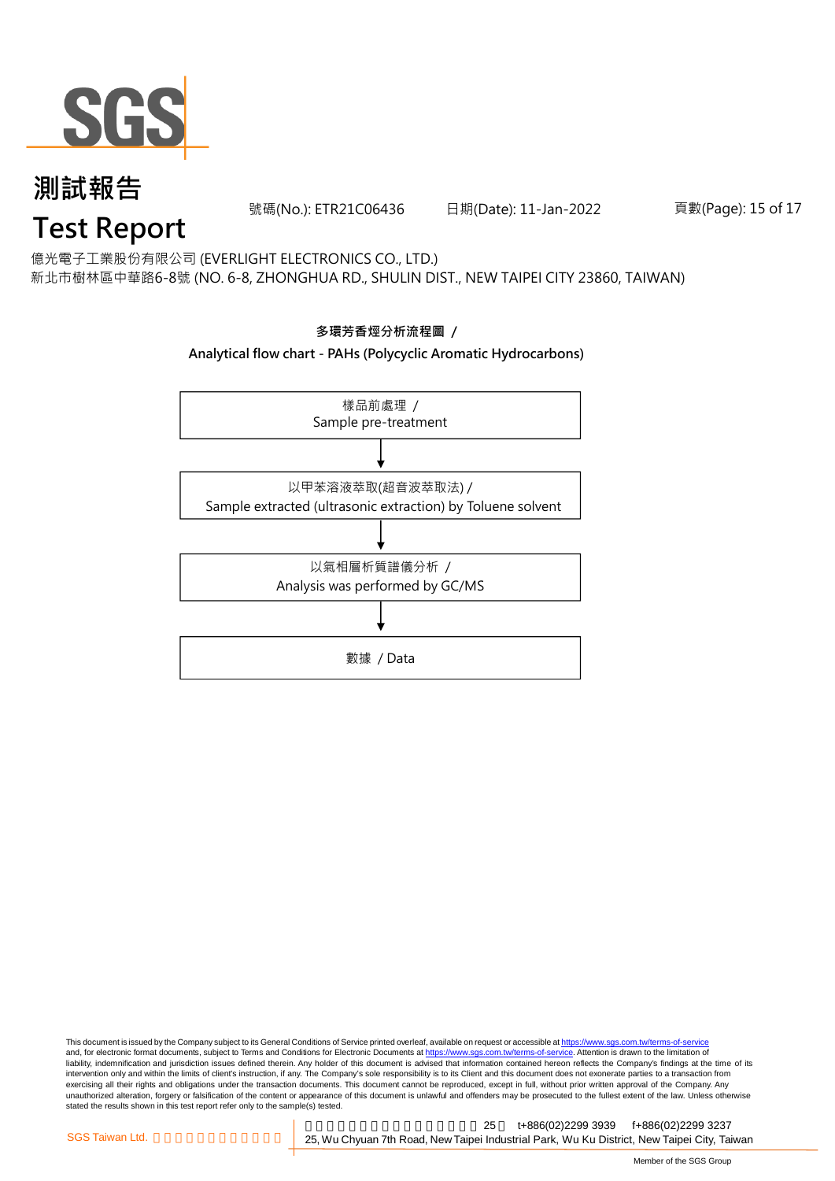# 測試報告
# Test Report

號碼(No.): ETR21C06436　　日期(Date): 11-Jan-2022

億光電子工業股份有限公司 (EVERLIGHT ELECTRONICS CO., LTD.)
新北市樹林區中華路6-8號 (NO. 6-8, ZHONGHUA RD., SHULIN DIST., NEW TAIPEI CITY 23860, TAIWAN)

**多環芳香烴分析流程圖 /**
**Analytical flow chart - PAHs (Polycyclic Aromatic Hydrocarbons)**

樣品前處理 /
Sample pre-treatment

↓

以甲苯溶液萃取(超音波萃取法) /
Sample extracted (ultrasonic extraction) by Toluene solvent

↓

以氣相層析質譜儀分析 /
Analysis was performed by GC/MS

↓

數據 / Data

This document is issued by the Company subject to its General Conditions of Service printed overleaf, available on request or accessible at https://www.sgs.com.tw/terms-of-service and, for electronic format documents, subject to Terms and Conditions for Electronic Documents at https://www.sgs.com.tw/terms-of-service. Attention is drawn to the limitation of liability, indemnification and jurisdiction issues defined therein. Any holder of this document is advised that information contained hereon reflects the Company's findings at the time of its intervention only and within the limits of client's instruction, if any. The Company's sole responsibility is to its Client and this document does not exonerate parties to a transaction from exercising all their rights and obligations under the transaction documents. This document cannot be reproduced, except in full, without prior written approval of the Company. Any unauthorized alteration, forgery or falsification of the content or appearance of this document is unlawful and offenders may be prosecuted to the fullest extent of the law. Unless otherwise stated the results shown in this test report refer only to the sample(s) tested.

SGS Taiwan Ltd. 25 t+886(02)2299 3939 f+886(02)2299 3237
25, Wu Chyuan 7th Road, New Taipei Industrial Park, Wu Ku District, New Taipei City, Taiwan
Member of the SGS Group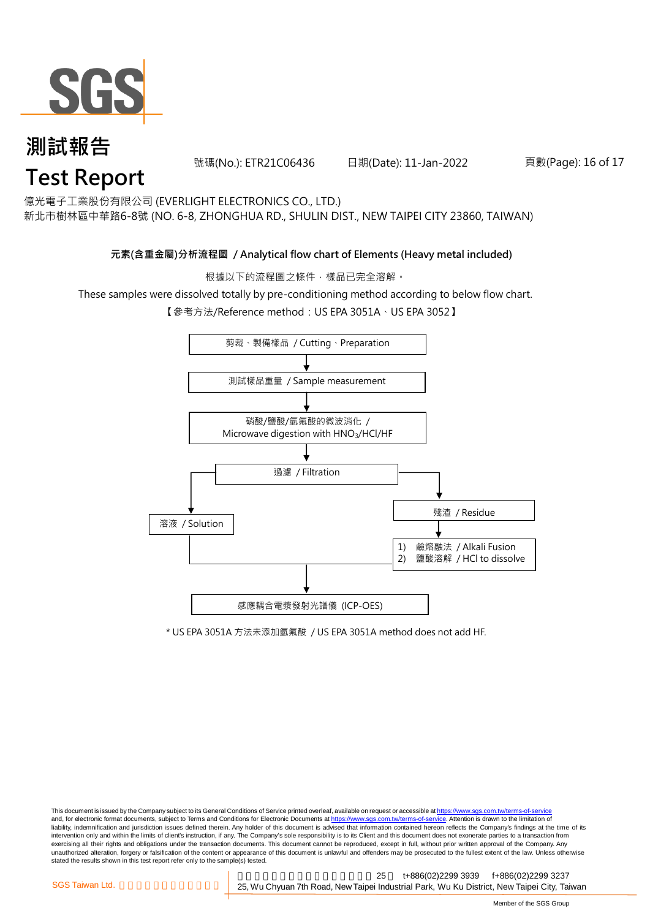億光電子工業股份有限公司 (EVERLIGHT ELECTRONICS CO., LTD.)
新北市樹林區中華路6-8號 (NO. 6-8, ZHONGHUA RD., SHULIN DIST., NEW TAIPEI CITY 23860, TAIWAN)

**元素(含重金屬)分析流程圖 / Analytical flow chart of Elements (Heavy metal included)**

根據以下的流程圖之條件，樣品已完全溶解。

These samples were dissolved totally by pre-conditioning method according to below flow chart.

【參考方法/Reference method：US EPA 3051A、US EPA 3052】

剪裁、製備樣品 / Cutting、Preparation

↓

測試樣品重量 / Sample measurement

↓

硝酸/鹽酸/氫氟酸的微波消化 / Microwave digestion with $HNO_3$/HCl/HF

↓

過濾 / Filtration

- 溶液 / Solution
- 殘渣 / Residue
  ↓
  1) 鹼熔融法 / Alkali Fusion
  2) 鹽酸溶解 / HCl to dissolve

↓

感應耦合電漿發射光譜儀 (ICP-OES)

\* US EPA 3051A 方法未添加氫氟酸 / US EPA 3051A method does not add HF.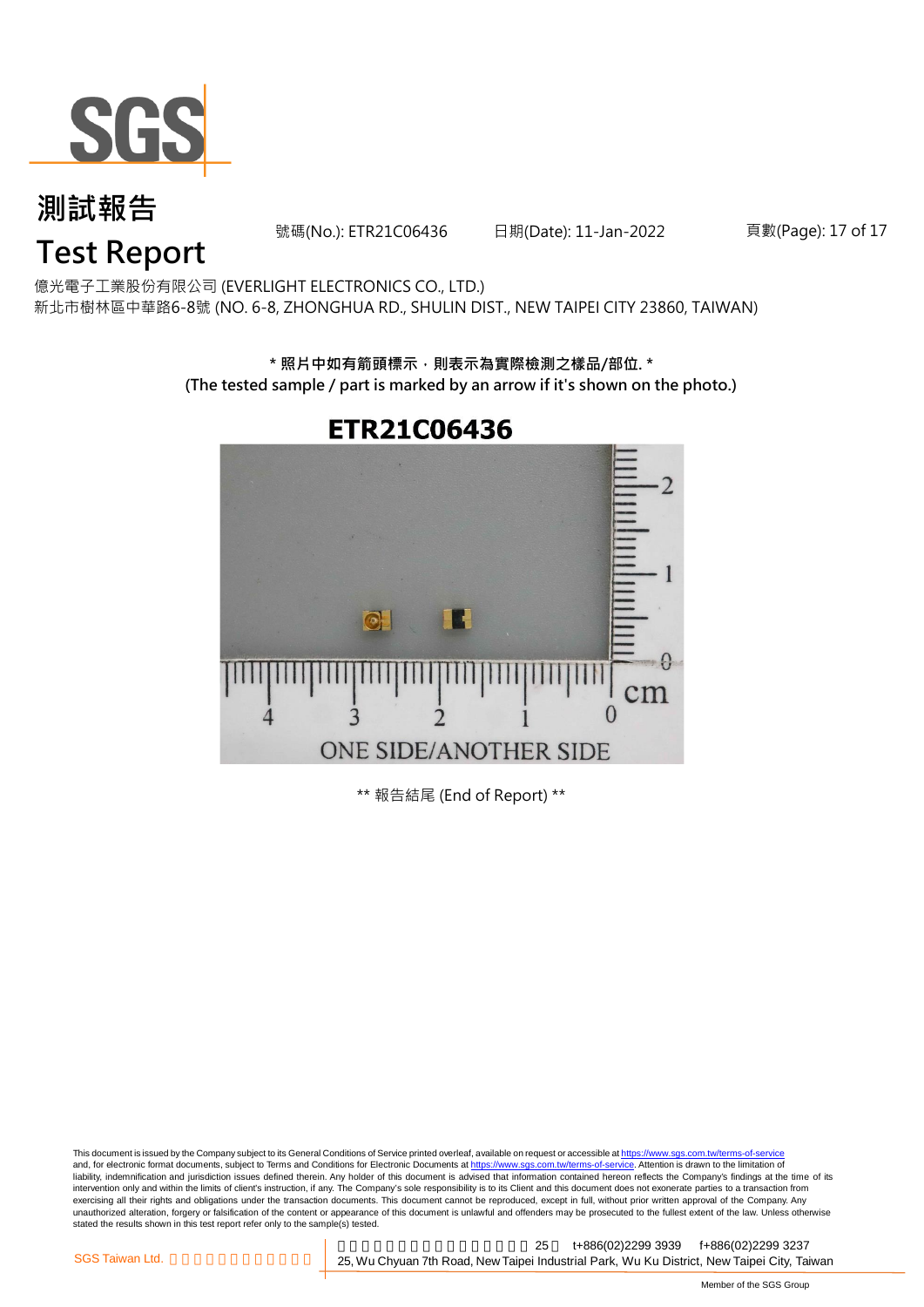億光電子工業股份有限公司 (EVERLIGHT ELECTRONICS CO., LTD.)
新北市樹林區中華路6-8號 (NO. 6-8, ZHONGHUA RD., SHULIN DIST., NEW TAIPEI CITY 23860, TAIWAN)

**\* 照片中如有箭頭標示，則表示為實際檢測之樣品/部位. \***
**(The tested sample / part is marked by an arrow if it's shown on the photo.)**

**ETR21C06436**

ONE SIDE/ANOTHER SIDE

\*\* 報告結尾 (End of Report) \*\*